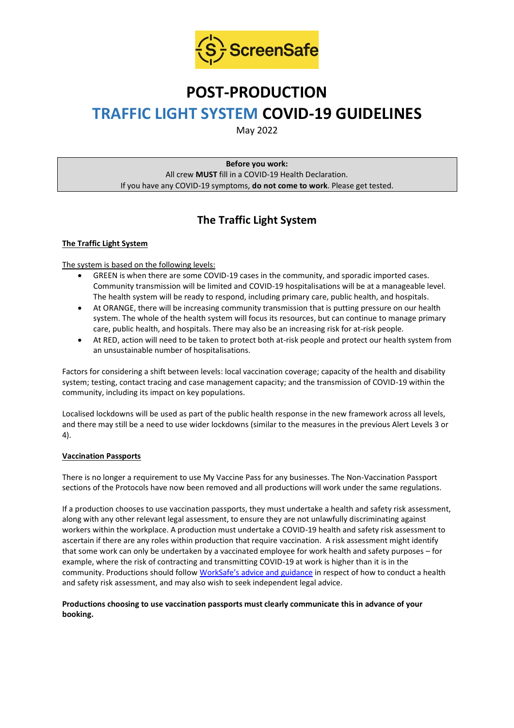# POST-PRODUCTION

# TRAFFIC LIGHT SYSTEM COVID-19 GUIDELINES

May 2022

> **Before you work:**
> All crew **MUST** fill in a COVID-19 Health Declaration.
> If you have any COVID-19 symptoms, **do not come to work**. Please get tested.

## The Traffic Light System

### The Traffic Light System

The system is based on the following levels:

- GREEN is when there are some COVID-19 cases in the community, and sporadic imported cases. Community transmission will be limited and COVID-19 hospitalisations will be at a manageable level. The health system will be ready to respond, including primary care, public health, and hospitals.
- At ORANGE, there will be increasing community transmission that is putting pressure on our health system. The whole of the health system will focus its resources, but can continue to manage primary care, public health, and hospitals. There may also be an increasing risk for at-risk people.
- At RED, action will need to be taken to protect both at-risk people and protect our health system from an unsustainable number of hospitalisations.

Factors for considering a shift between levels: local vaccination coverage; capacity of the health and disability system; testing, contact tracing and case management capacity; and the transmission of COVID-19 within the community, including its impact on key populations.

Localised lockdowns will be used as part of the public health response in the new framework across all levels, and there may still be a need to use wider lockdowns (similar to the measures in the previous Alert Levels 3 or 4).

### Vaccination Passports

There is no longer a requirement to use My Vaccine Pass for any businesses. The Non-Vaccination Passport sections of the Protocols have now been removed and all productions will work under the same regulations.

If a production chooses to use vaccination passports, they must undertake a health and safety risk assessment, along with any other relevant legal assessment, to ensure they are not unlawfully discriminating against workers within the workplace. A production must undertake a COVID-19 health and safety risk assessment to ascertain if there are any roles within production that require vaccination. A risk assessment might identify that some work can only be undertaken by a vaccinated employee for work health and safety purposes – for example, where the risk of contracting and transmitting COVID-19 at work is higher than it is in the community. Productions should follow WorkSafe's advice and guidance in respect of how to conduct a health and safety risk assessment, and may also wish to seek independent legal advice.

**Productions choosing to use vaccination passports must clearly communicate this in advance of your booking.**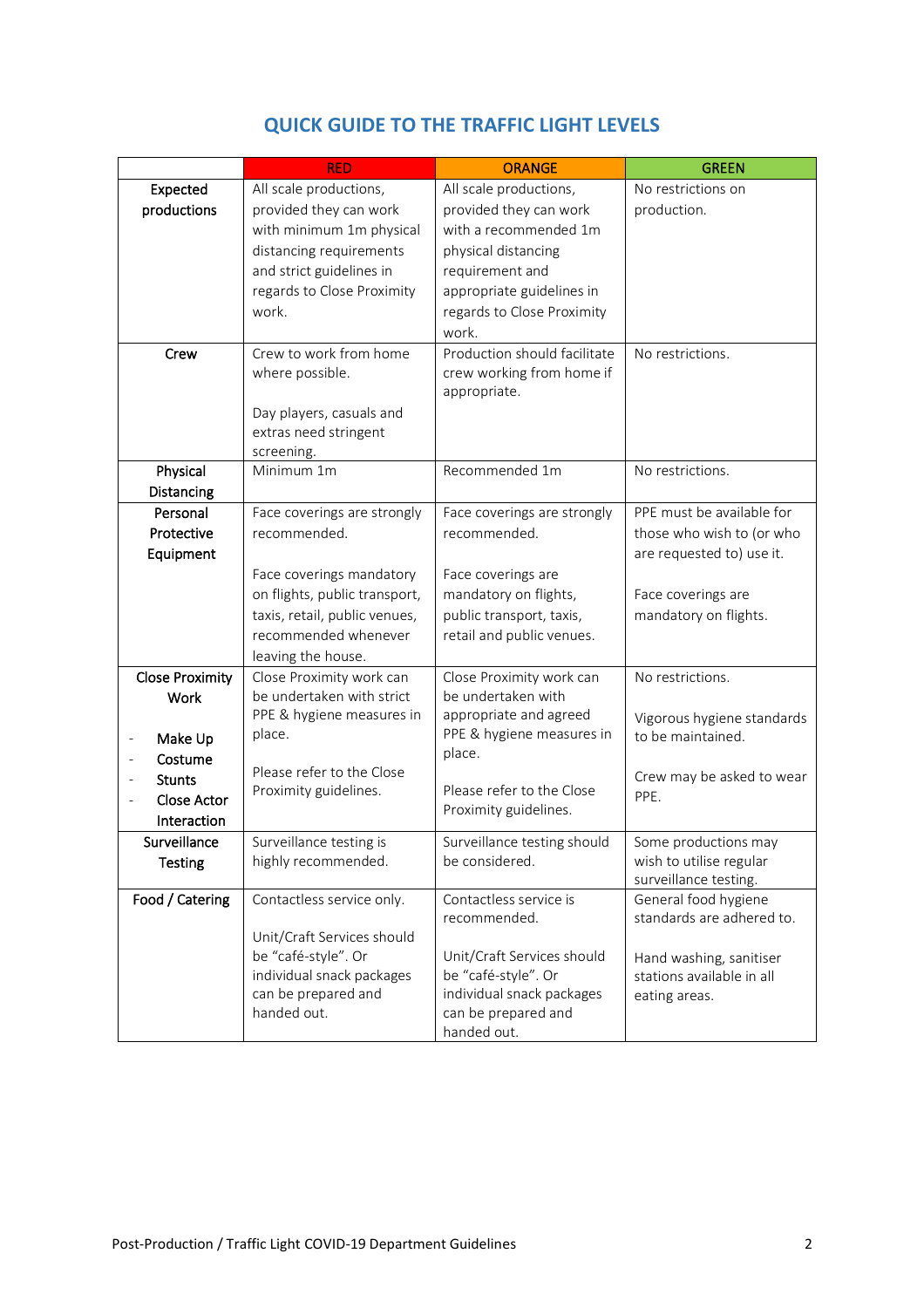## QUICK GUIDE TO THE TRAFFIC LIGHT LEVELS

| | RED | ORANGE | GREEN |
|---|---|---|---|
| **Expected productions** | All scale productions, provided they can work with minimum 1m physical distancing requirements and strict guidelines in regards to Close Proximity work. | All scale productions, provided they can work with a recommended 1m physical distancing requirement and appropriate guidelines in regards to Close Proximity work. | No restrictions on production. |
| **Crew** | Crew to work from home where possible.<br><br>Day players, casuals and extras need stringent screening. | Production should facilitate crew working from home if appropriate. | No restrictions. |
| **Physical Distancing** | Minimum 1m | Recommended 1m | No restrictions. |
| **Personal Protective Equipment** | Face coverings are strongly recommended.<br><br>Face coverings mandatory on flights, public transport, taxis, retail, public venues, recommended whenever leaving the house. | Face coverings are strongly recommended.<br><br>Face coverings are mandatory on flights, public transport, taxis, retail and public venues. | PPE must be available for those who wish to (or who are requested to) use it.<br><br>Face coverings are mandatory on flights. |
| **Close Proximity Work**<br><br>- **Make Up**<br>- **Costume**<br>- **Stunts**<br>- **Close Actor Interaction** | Close Proximity work can be undertaken with strict PPE & hygiene measures in place.<br><br>Please refer to the Close Proximity guidelines. | Close Proximity work can be undertaken with appropriate and agreed PPE & hygiene measures in place.<br><br>Please refer to the Close Proximity guidelines. | No restrictions.<br><br>Vigorous hygiene standards to be maintained.<br><br>Crew may be asked to wear PPE. |
| **Surveillance Testing** | Surveillance testing is highly recommended. | Surveillance testing should be considered. | Some productions may wish to utilise regular surveillance testing. |
| **Food / Catering** | Contactless service only.<br><br>Unit/Craft Services should be "café-style". Or individual snack packages can be prepared and handed out. | Contactless service is recommended.<br><br>Unit/Craft Services should be "café-style". Or individual snack packages can be prepared and handed out. | General food hygiene standards are adhered to.<br><br>Hand washing, sanitiser stations available in all eating areas. |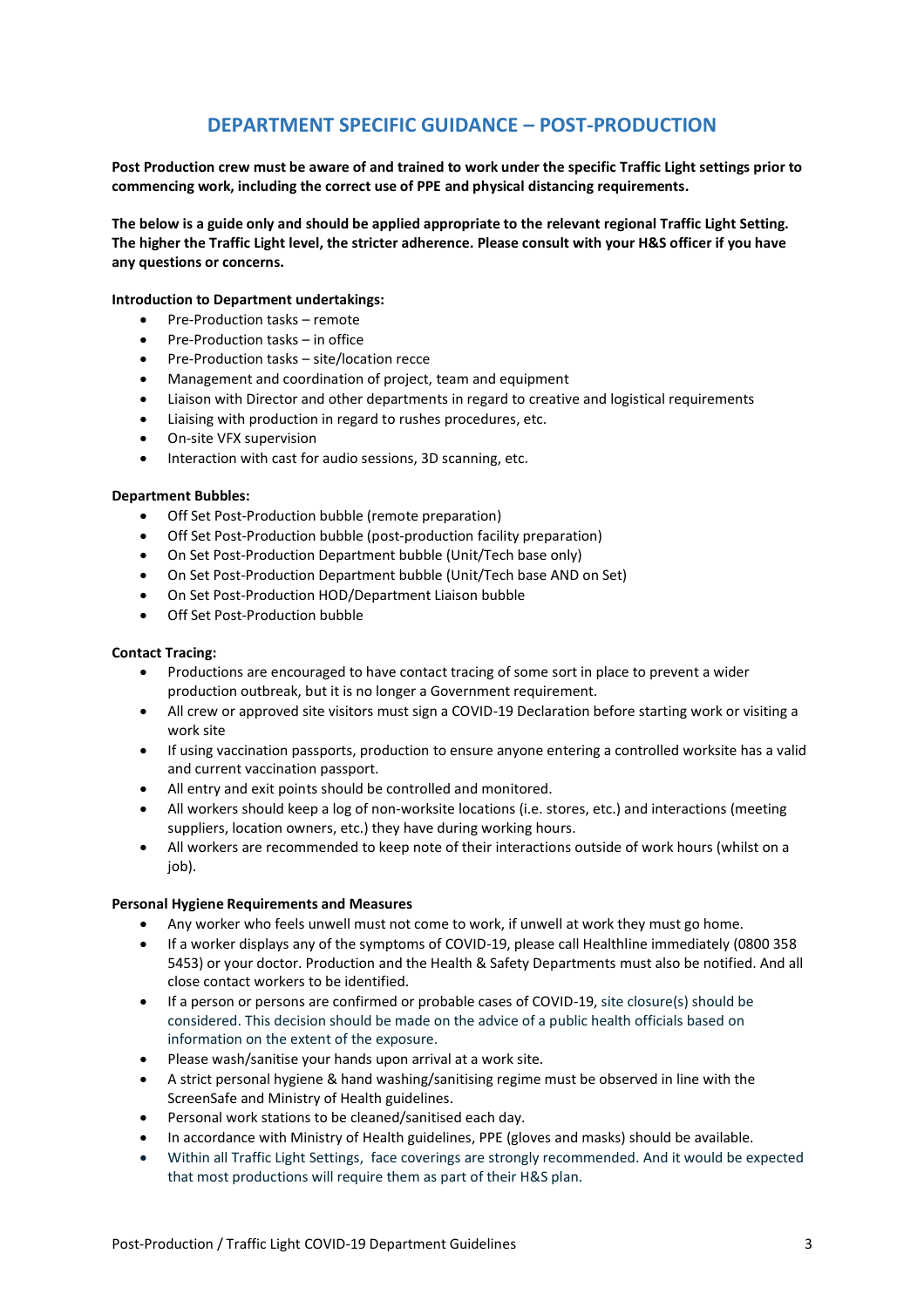## DEPARTMENT SPECIFIC GUIDANCE – POST-PRODUCTION

**Post Production crew must be aware of and trained to work under the specific Traffic Light settings prior to commencing work, including the correct use of PPE and physical distancing requirements.**

**The below is a guide only and should be applied appropriate to the relevant regional Traffic Light Setting. The higher the Traffic Light level, the stricter adherence. Please consult with your H&S officer if you have any questions or concerns.**

**Introduction to Department undertakings:**

- Pre-Production tasks – remote
- Pre-Production tasks – in office
- Pre-Production tasks – site/location recce
- Management and coordination of project, team and equipment
- Liaison with Director and other departments in regard to creative and logistical requirements
- Liaising with production in regard to rushes procedures, etc.
- On-site VFX supervision
- Interaction with cast for audio sessions, 3D scanning, etc.

**Department Bubbles:**

- Off Set Post-Production bubble (remote preparation)
- Off Set Post-Production bubble (post-production facility preparation)
- On Set Post-Production Department bubble (Unit/Tech base only)
- On Set Post-Production Department bubble (Unit/Tech base AND on Set)
- On Set Post-Production HOD/Department Liaison bubble
- Off Set Post-Production bubble

**Contact Tracing:**

- Productions are encouraged to have contact tracing of some sort in place to prevent a wider production outbreak, but it is no longer a Government requirement.
- All crew or approved site visitors must sign a COVID-19 Declaration before starting work or visiting a work site
- If using vaccination passports, production to ensure anyone entering a controlled worksite has a valid and current vaccination passport.
- All entry and exit points should be controlled and monitored.
- All workers should keep a log of non-worksite locations (i.e. stores, etc.) and interactions (meeting suppliers, location owners, etc.) they have during working hours.
- All workers are recommended to keep note of their interactions outside of work hours (whilst on a job).

**Personal Hygiene Requirements and Measures**

- Any worker who feels unwell must not come to work, if unwell at work they must go home.
- If a worker displays any of the symptoms of COVID-19, please call Healthline immediately (0800 358 5453) or your doctor. Production and the Health & Safety Departments must also be notified. And all close contact workers to be identified.
- If a person or persons are confirmed or probable cases of COVID-19, site closure(s) should be considered. This decision should be made on the advice of a public health officials based on information on the extent of the exposure.
- Please wash/sanitise your hands upon arrival at a work site.
- A strict personal hygiene & hand washing/sanitising regime must be observed in line with the ScreenSafe and Ministry of Health guidelines.
- Personal work stations to be cleaned/sanitised each day.
- In accordance with Ministry of Health guidelines, PPE (gloves and masks) should be available.
- Within all Traffic Light Settings, face coverings are strongly recommended. And it would be expected that most productions will require them as part of their H&S plan.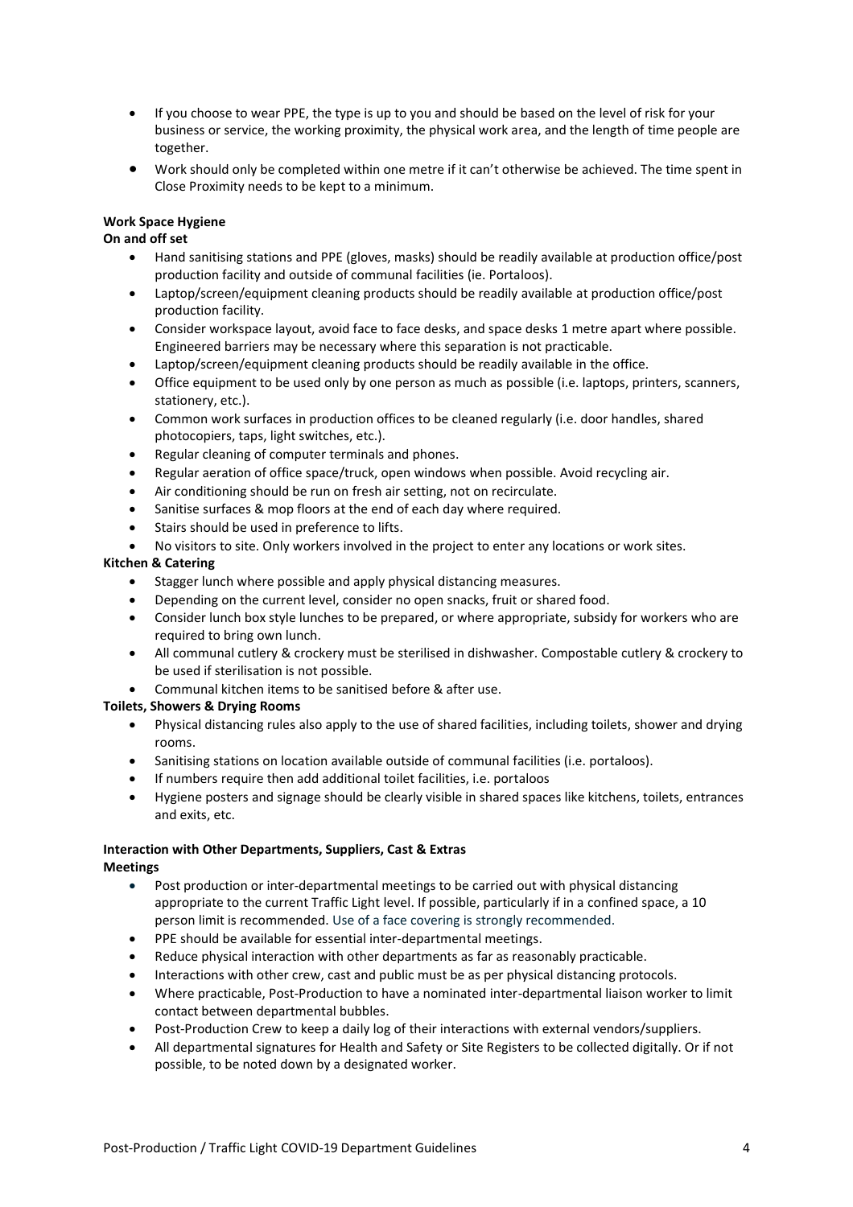- If you choose to wear PPE, the type is up to you and should be based on the level of risk for your business or service, the working proximity, the physical work area, and the length of time people are together.
- Work should only be completed within one metre if it can't otherwise be achieved. The time spent in Close Proximity needs to be kept to a minimum.

**Work Space Hygiene**

**On and off set**

- Hand sanitising stations and PPE (gloves, masks) should be readily available at production office/post production facility and outside of communal facilities (ie. Portaloos).
- Laptop/screen/equipment cleaning products should be readily available at production office/post production facility.
- Consider workspace layout, avoid face to face desks, and space desks 1 metre apart where possible. Engineered barriers may be necessary where this separation is not practicable.
- Laptop/screen/equipment cleaning products should be readily available in the office.
- Office equipment to be used only by one person as much as possible (i.e. laptops, printers, scanners, stationery, etc.).
- Common work surfaces in production offices to be cleaned regularly (i.e. door handles, shared photocopiers, taps, light switches, etc.).
- Regular cleaning of computer terminals and phones.
- Regular aeration of office space/truck, open windows when possible. Avoid recycling air.
- Air conditioning should be run on fresh air setting, not on recirculate.
- Sanitise surfaces & mop floors at the end of each day where required.
- Stairs should be used in preference to lifts.
- No visitors to site. Only workers involved in the project to enter any locations or work sites.

**Kitchen & Catering**

- Stagger lunch where possible and apply physical distancing measures.
- Depending on the current level, consider no open snacks, fruit or shared food.
- Consider lunch box style lunches to be prepared, or where appropriate, subsidy for workers who are required to bring own lunch.
- All communal cutlery & crockery must be sterilised in dishwasher. Compostable cutlery & crockery to be used if sterilisation is not possible.
- Communal kitchen items to be sanitised before & after use.

**Toilets, Showers & Drying Rooms**

- Physical distancing rules also apply to the use of shared facilities, including toilets, shower and drying rooms.
- Sanitising stations on location available outside of communal facilities (i.e. portaloos).
- If numbers require then add additional toilet facilities, i.e. portaloos
- Hygiene posters and signage should be clearly visible in shared spaces like kitchens, toilets, entrances and exits, etc.

**Interaction with Other Departments, Suppliers, Cast & Extras**

**Meetings**

- Post production or inter-departmental meetings to be carried out with physical distancing appropriate to the current Traffic Light level. If possible, particularly if in a confined space, a 10 person limit is recommended. Use of a face covering is strongly recommended.
- PPE should be available for essential inter-departmental meetings.
- Reduce physical interaction with other departments as far as reasonably practicable.
- Interactions with other crew, cast and public must be as per physical distancing protocols.
- Where practicable, Post-Production to have a nominated inter-departmental liaison worker to limit contact between departmental bubbles.
- Post-Production Crew to keep a daily log of their interactions with external vendors/suppliers.
- All departmental signatures for Health and Safety or Site Registers to be collected digitally. Or if not possible, to be noted down by a designated worker.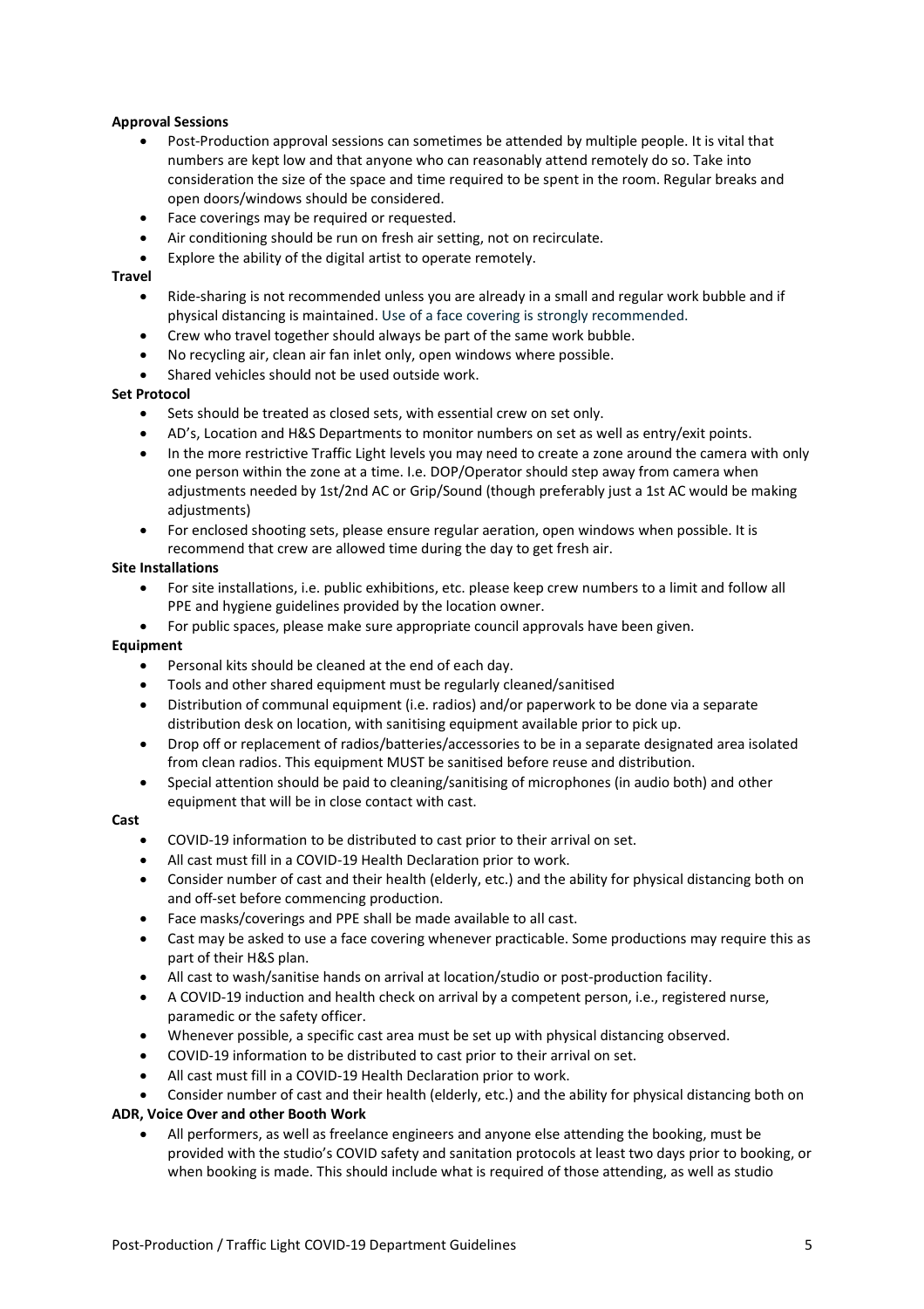**Approval Sessions**

- Post-Production approval sessions can sometimes be attended by multiple people. It is vital that numbers are kept low and that anyone who can reasonably attend remotely do so. Take into consideration the size of the space and time required to be spent in the room. Regular breaks and open doors/windows should be considered.
- Face coverings may be required or requested.
- Air conditioning should be run on fresh air setting, not on recirculate.
- Explore the ability of the digital artist to operate remotely.

**Travel**

- Ride-sharing is not recommended unless you are already in a small and regular work bubble and if physical distancing is maintained. Use of a face covering is strongly recommended.
- Crew who travel together should always be part of the same work bubble.
- No recycling air, clean air fan inlet only, open windows where possible.
- Shared vehicles should not be used outside work.

**Set Protocol**

- Sets should be treated as closed sets, with essential crew on set only.
- AD's, Location and H&S Departments to monitor numbers on set as well as entry/exit points.
- In the more restrictive Traffic Light levels you may need to create a zone around the camera with only one person within the zone at a time. I.e. DOP/Operator should step away from camera when adjustments needed by 1st/2nd AC or Grip/Sound (though preferably just a 1st AC would be making adjustments)
- For enclosed shooting sets, please ensure regular aeration, open windows when possible. It is recommend that crew are allowed time during the day to get fresh air.

**Site Installations**

- For site installations, i.e. public exhibitions, etc. please keep crew numbers to a limit and follow all PPE and hygiene guidelines provided by the location owner.
- For public spaces, please make sure appropriate council approvals have been given.

**Equipment**

- Personal kits should be cleaned at the end of each day.
- Tools and other shared equipment must be regularly cleaned/sanitised
- Distribution of communal equipment (i.e. radios) and/or paperwork to be done via a separate distribution desk on location, with sanitising equipment available prior to pick up.
- Drop off or replacement of radios/batteries/accessories to be in a separate designated area isolated from clean radios. This equipment MUST be sanitised before reuse and distribution.
- Special attention should be paid to cleaning/sanitising of microphones (in audio both) and other equipment that will be in close contact with cast.

**Cast**

- COVID-19 information to be distributed to cast prior to their arrival on set.
- All cast must fill in a COVID-19 Health Declaration prior to work.
- Consider number of cast and their health (elderly, etc.) and the ability for physical distancing both on and off-set before commencing production.
- Face masks/coverings and PPE shall be made available to all cast.
- Cast may be asked to use a face covering whenever practicable. Some productions may require this as part of their H&S plan.
- All cast to wash/sanitise hands on arrival at location/studio or post-production facility.
- A COVID-19 induction and health check on arrival by a competent person, i.e., registered nurse, paramedic or the safety officer.
- Whenever possible, a specific cast area must be set up with physical distancing observed.
- COVID-19 information to be distributed to cast prior to their arrival on set.
- All cast must fill in a COVID-19 Health Declaration prior to work.
- Consider number of cast and their health (elderly, etc.) and the ability for physical distancing both on

**ADR, Voice Over and other Booth Work**

- All performers, as well as freelance engineers and anyone else attending the booking, must be provided with the studio's COVID safety and sanitation protocols at least two days prior to booking, or when booking is made. This should include what is required of those attending, as well as studio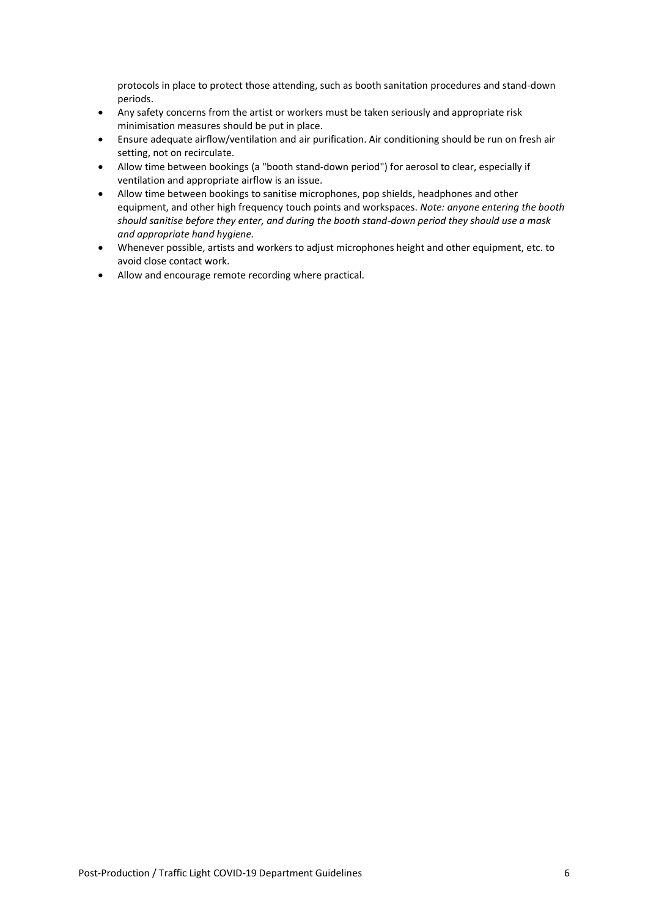protocols in place to protect those attending, such as booth sanitation procedures and stand-down periods.

- Any safety concerns from the artist or workers must be taken seriously and appropriate risk minimisation measures should be put in place.
- Ensure adequate airflow/ventilation and air purification. Air conditioning should be run on fresh air setting, not on recirculate.
- Allow time between bookings (a "booth stand-down period") for aerosol to clear, especially if ventilation and appropriate airflow is an issue.
- Allow time between bookings to sanitise microphones, pop shields, headphones and other equipment, and other high frequency touch points and workspaces. *Note: anyone entering the booth should sanitise before they enter, and during the booth stand-down period they should use a mask and appropriate hand hygiene.*
- Whenever possible, artists and workers to adjust microphones height and other equipment, etc. to avoid close contact work.
- Allow and encourage remote recording where practical.